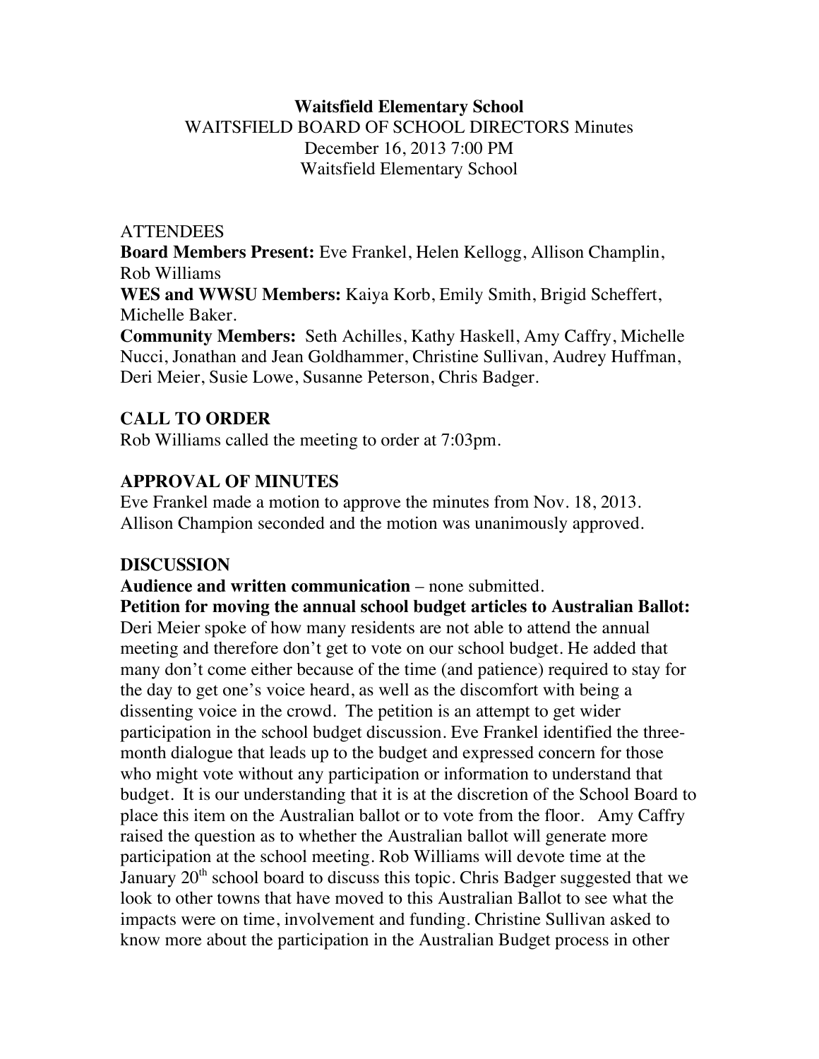**Waitsfield Elementary School**
WAITSFIELD BOARD OF SCHOOL DIRECTORS Minutes
December 16, 2013 7:00 PM
Waitsfield Elementary School

ATTENDEES
**Board Members Present:** Eve Frankel, Helen Kellogg, Allison Champlin, Rob Williams
**WES and WWSU Members:** Kaiya Korb, Emily Smith, Brigid Scheffert, Michelle Baker.
**Community Members:** Seth Achilles, Kathy Haskell, Amy Caffry, Michelle Nucci, Jonathan and Jean Goldhammer, Christine Sullivan, Audrey Huffman, Deri Meier, Susie Lowe, Susanne Peterson, Chris Badger.

## CALL TO ORDER

Rob Williams called the meeting to order at 7:03pm.

## APPROVAL OF MINUTES

Eve Frankel made a motion to approve the minutes from Nov. 18, 2013. Allison Champion seconded and the motion was unanimously approved.

## DISCUSSION

**Audience and written communication** – none submitted.
**Petition for moving the annual school budget articles to Australian Ballot:** Deri Meier spoke of how many residents are not able to attend the annual meeting and therefore don't get to vote on our school budget. He added that many don't come either because of the time (and patience) required to stay for the day to get one's voice heard, as well as the discomfort with being a dissenting voice in the crowd. The petition is an attempt to get wider participation in the school budget discussion. Eve Frankel identified the three-month dialogue that leads up to the budget and expressed concern for those who might vote without any participation or information to understand that budget. It is our understanding that it is at the discretion of the School Board to place this item on the Australian ballot or to vote from the floor. Amy Caffry raised the question as to whether the Australian ballot will generate more participation at the school meeting. Rob Williams will devote time at the January 20th school board to discuss this topic. Chris Badger suggested that we look to other towns that have moved to this Australian Ballot to see what the impacts were on time, involvement and funding. Christine Sullivan asked to know more about the participation in the Australian Budget process in other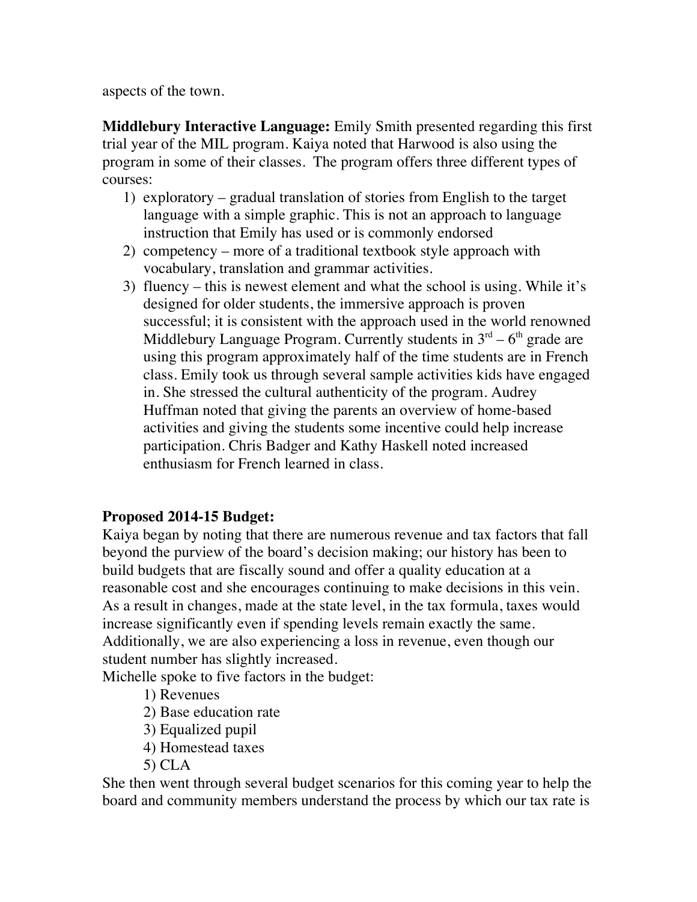aspects of the town.

**Middlebury Interactive Language:** Emily Smith presented regarding this first trial year of the MIL program. Kaiya noted that Harwood is also using the program in some of their classes. The program offers three different types of courses:

1) exploratory – gradual translation of stories from English to the target language with a simple graphic. This is not an approach to language instruction that Emily has used or is commonly endorsed
2) competency – more of a traditional textbook style approach with vocabulary, translation and grammar activities.
3) fluency – this is newest element and what the school is using. While it's designed for older students, the immersive approach is proven successful; it is consistent with the approach used in the world renowned Middlebury Language Program. Currently students in 3rd – 6th grade are using this program approximately half of the time students are in French class. Emily took us through several sample activities kids have engaged in. She stressed the cultural authenticity of the program. Audrey Huffman noted that giving the parents an overview of home-based activities and giving the students some incentive could help increase participation. Chris Badger and Kathy Haskell noted increased enthusiasm for French learned in class.

**Proposed 2014-15 Budget:**

Kaiya began by noting that there are numerous revenue and tax factors that fall beyond the purview of the board's decision making; our history has been to build budgets that are fiscally sound and offer a quality education at a reasonable cost and she encourages continuing to make decisions in this vein. As a result in changes, made at the state level, in the tax formula, taxes would increase significantly even if spending levels remain exactly the same. Additionally, we are also experiencing a loss in revenue, even though our student number has slightly increased.

Michelle spoke to five factors in the budget:

1) Revenues
2) Base education rate
3) Equalized pupil
4) Homestead taxes
5) CLA

She then went through several budget scenarios for this coming year to help the board and community members understand the process by which our tax rate is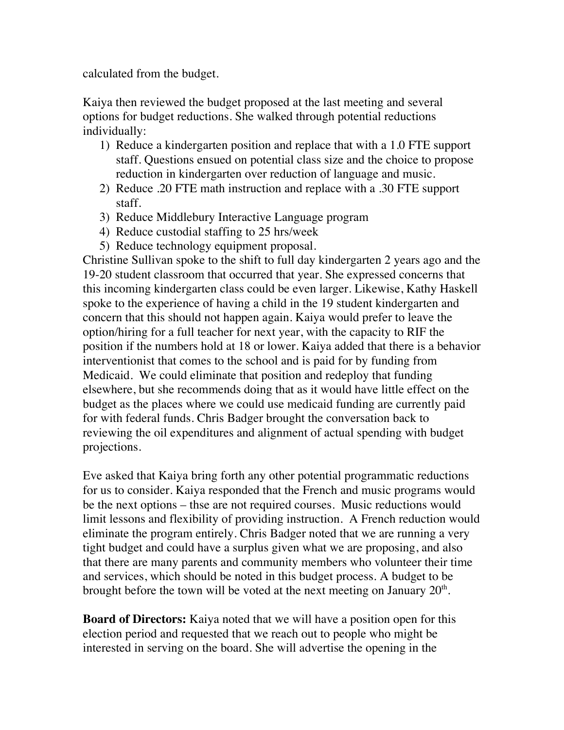calculated from the budget.

Kaiya then reviewed the budget proposed at the last meeting and several options for budget reductions. She walked through potential reductions individually:

1) Reduce a kindergarten position and replace that with a 1.0 FTE support staff. Questions ensued on potential class size and the choice to propose reduction in kindergarten over reduction of language and music.
2) Reduce .20 FTE math instruction and replace with a .30 FTE support staff.
3) Reduce Middlebury Interactive Language program
4) Reduce custodial staffing to 25 hrs/week
5) Reduce technology equipment proposal.

Christine Sullivan spoke to the shift to full day kindergarten 2 years ago and the 19-20 student classroom that occurred that year. She expressed concerns that this incoming kindergarten class could be even larger. Likewise, Kathy Haskell spoke to the experience of having a child in the 19 student kindergarten and concern that this should not happen again. Kaiya would prefer to leave the option/hiring for a full teacher for next year, with the capacity to RIF the position if the numbers hold at 18 or lower. Kaiya added that there is a behavior interventionist that comes to the school and is paid for by funding from Medicaid. We could eliminate that position and redeploy that funding elsewhere, but she recommends doing that as it would have little effect on the budget as the places where we could use medicaid funding are currently paid for with federal funds. Chris Badger brought the conversation back to reviewing the oil expenditures and alignment of actual spending with budget projections.

Eve asked that Kaiya bring forth any other potential programmatic reductions for us to consider. Kaiya responded that the French and music programs would be the next options – thse are not required courses. Music reductions would limit lessons and flexibility of providing instruction. A French reduction would eliminate the program entirely. Chris Badger noted that we are running a very tight budget and could have a surplus given what we are proposing, and also that there are many parents and community members who volunteer their time and services, which should be noted in this budget process. A budget to be brought before the town will be voted at the next meeting on January 20th.

**Board of Directors:** Kaiya noted that we will have a position open for this election period and requested that we reach out to people who might be interested in serving on the board. She will advertise the opening in the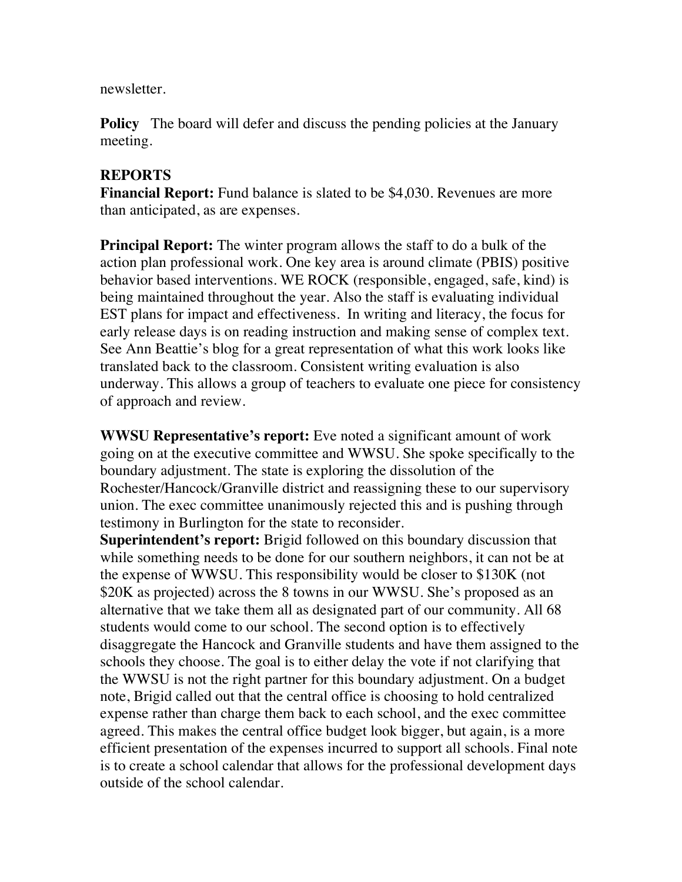newsletter.

**Policy** The board will defer and discuss the pending policies at the January meeting.

## REPORTS

**Financial Report:** Fund balance is slated to be $4,030. Revenues are more than anticipated, as are expenses.

**Principal Report:** The winter program allows the staff to do a bulk of the action plan professional work. One key area is around climate (PBIS) positive behavior based interventions. WE ROCK (responsible, engaged, safe, kind) is being maintained throughout the year. Also the staff is evaluating individual EST plans for impact and effectiveness. In writing and literacy, the focus for early release days is on reading instruction and making sense of complex text. See Ann Beattie's blog for a great representation of what this work looks like translated back to the classroom. Consistent writing evaluation is also underway. This allows a group of teachers to evaluate one piece for consistency of approach and review.

**WWSU Representative's report:** Eve noted a significant amount of work going on at the executive committee and WWSU. She spoke specifically to the boundary adjustment. The state is exploring the dissolution of the Rochester/Hancock/Granville district and reassigning these to our supervisory union. The exec committee unanimously rejected this and is pushing through testimony in Burlington for the state to reconsider.

**Superintendent's report:** Brigid followed on this boundary discussion that while something needs to be done for our southern neighbors, it can not be at the expense of WWSU. This responsibility would be closer to $130K (not $20K as projected) across the 8 towns in our WWSU. She's proposed as an alternative that we take them all as designated part of our community. All 68 students would come to our school. The second option is to effectively disaggregate the Hancock and Granville students and have them assigned to the schools they choose. The goal is to either delay the vote if not clarifying that the WWSU is not the right partner for this boundary adjustment. On a budget note, Brigid called out that the central office is choosing to hold centralized expense rather than charge them back to each school, and the exec committee agreed. This makes the central office budget look bigger, but again, is a more efficient presentation of the expenses incurred to support all schools. Final note is to create a school calendar that allows for the professional development days outside of the school calendar.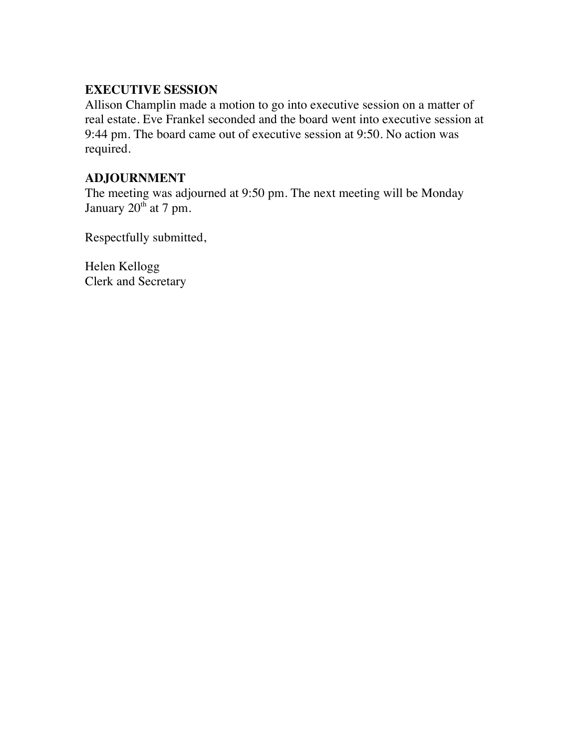**EXECUTIVE SESSION**

Allison Champlin made a motion to go into executive session on a matter of real estate. Eve Frankel seconded and the board went into executive session at 9:44 pm. The board came out of executive session at 9:50. No action was required.

**ADJOURNMENT**

The meeting was adjourned at 9:50 pm. The next meeting will be Monday January 20th at 7 pm.

Respectfully submitted,

Helen Kellogg
Clerk and Secretary